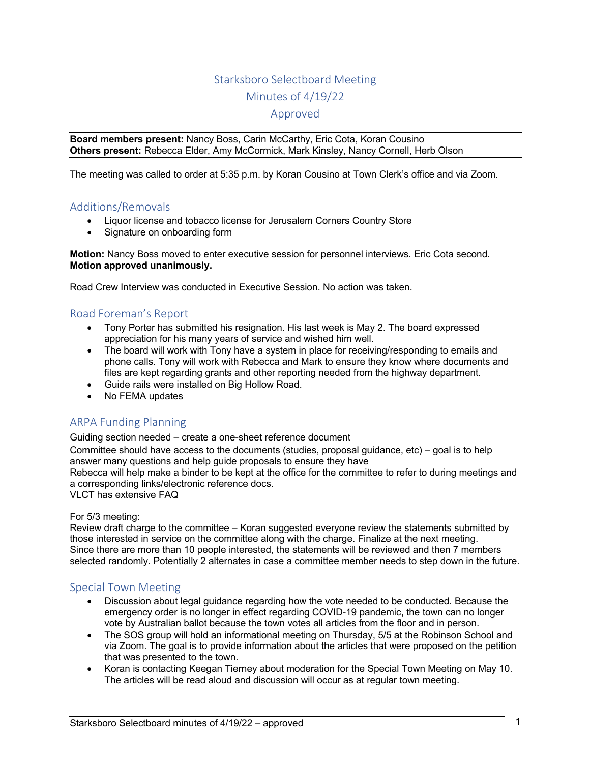# Starksboro Selectboard Meeting
# Minutes of 4/19/22
# Approved

**Board members present:** Nancy Boss, Carin McCarthy, Eric Cota, Koran Cousino
**Others present:** Rebecca Elder, Amy McCormick, Mark Kinsley, Nancy Cornell, Herb Olson

The meeting was called to order at 5:35 p.m. by Koran Cousino at Town Clerk's office and via Zoom.

## Additions/Removals

- Liquor license and tobacco license for Jerusalem Corners Country Store
- Signature on onboarding form

**Motion:** Nancy Boss moved to enter executive session for personnel interviews. Eric Cota second.
**Motion approved unanimously.**

Road Crew Interview was conducted in Executive Session. No action was taken.

## Road Foreman's Report

- Tony Porter has submitted his resignation. His last week is May 2. The board expressed appreciation for his many years of service and wished him well.
- The board will work with Tony have a system in place for receiving/responding to emails and phone calls. Tony will work with Rebecca and Mark to ensure they know where documents and files are kept regarding grants and other reporting needed from the highway department.
- Guide rails were installed on Big Hollow Road.
- No FEMA updates

## ARPA Funding Planning

Guiding section needed – create a one-sheet reference document
Committee should have access to the documents (studies, proposal guidance, etc) – goal is to help answer many questions and help guide proposals to ensure they have
Rebecca will help make a binder to be kept at the office for the committee to refer to during meetings and a corresponding links/electronic reference docs.
VLCT has extensive FAQ

For 5/3 meeting:
Review draft charge to the committee – Koran suggested everyone review the statements submitted by those interested in service on the committee along with the charge. Finalize at the next meeting.
Since there are more than 10 people interested, the statements will be reviewed and then 7 members selected randomly. Potentially 2 alternates in case a committee member needs to step down in the future.

## Special Town Meeting

- Discussion about legal guidance regarding how the vote needed to be conducted. Because the emergency order is no longer in effect regarding COVID-19 pandemic, the town can no longer vote by Australian ballot because the town votes all articles from the floor and in person.
- The SOS group will hold an informational meeting on Thursday, 5/5 at the Robinson School and via Zoom. The goal is to provide information about the articles that were proposed on the petition that was presented to the town.
- Koran is contacting Keegan Tierney about moderation for the Special Town Meeting on May 10. The articles will be read aloud and discussion will occur as at regular town meeting.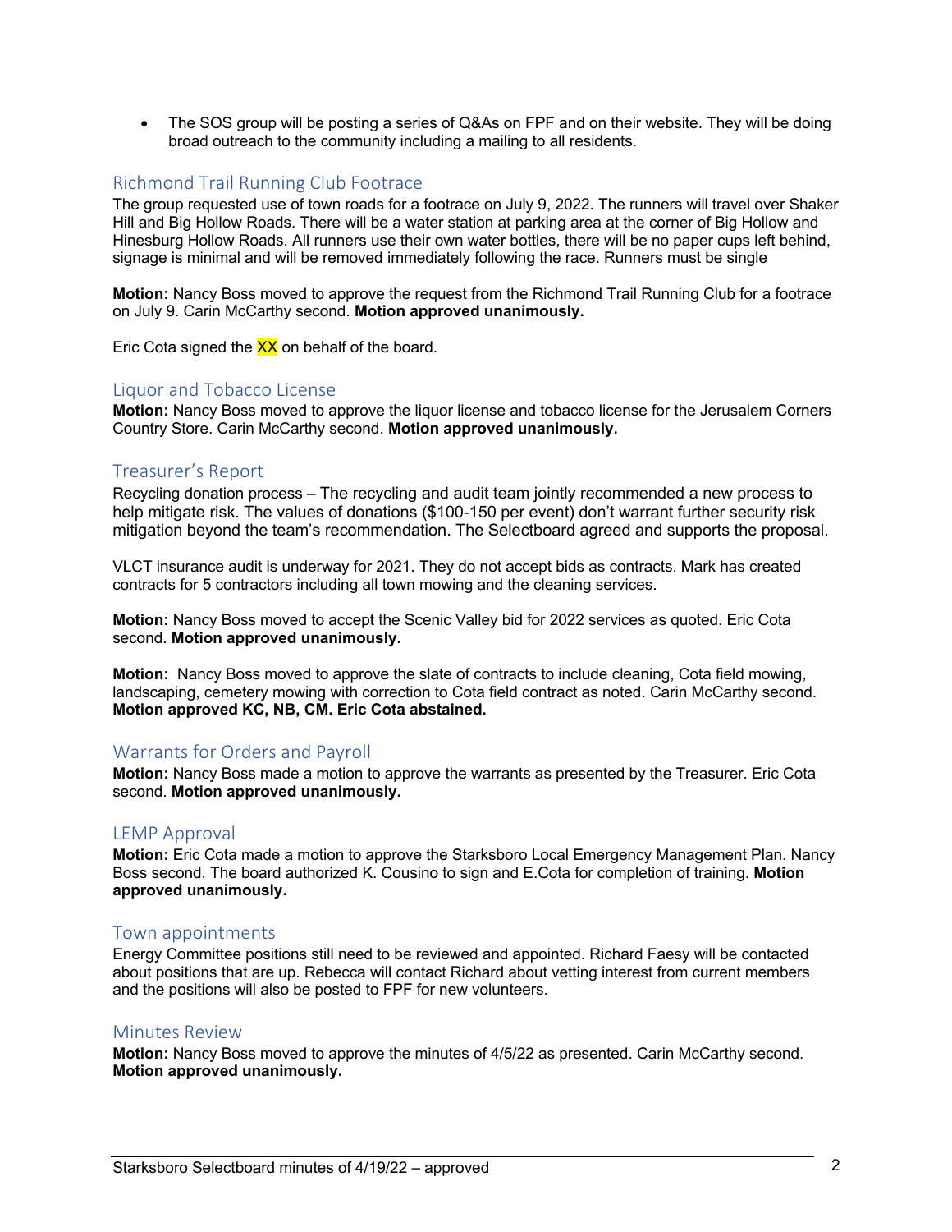- The SOS group will be posting a series of Q&As on FPF and on their website. They will be doing broad outreach to the community including a mailing to all residents.

## Richmond Trail Running Club Footrace

The group requested use of town roads for a footrace on July 9, 2022. The runners will travel over Shaker Hill and Big Hollow Roads. There will be a water station at parking area at the corner of Big Hollow and Hinesburg Hollow Roads. All runners use their own water bottles, there will be no paper cups left behind, signage is minimal and will be removed immediately following the race. Runners must be single

**Motion:** Nancy Boss moved to approve the request from the Richmond Trail Running Club for a footrace on July 9. Carin McCarthy second. **Motion approved unanimously.**

Eric Cota signed the XX on behalf of the board.

## Liquor and Tobacco License

**Motion:** Nancy Boss moved to approve the liquor license and tobacco license for the Jerusalem Corners Country Store. Carin McCarthy second. **Motion approved unanimously.**

## Treasurer's Report

Recycling donation process – The recycling and audit team jointly recommended a new process to help mitigate risk. The values of donations ($100-150 per event) don't warrant further security risk mitigation beyond the team's recommendation. The Selectboard agreed and supports the proposal.

VLCT insurance audit is underway for 2021. They do not accept bids as contracts. Mark has created contracts for 5 contractors including all town mowing and the cleaning services.

**Motion:** Nancy Boss moved to accept the Scenic Valley bid for 2022 services as quoted. Eric Cota second. **Motion approved unanimously.**

**Motion:** Nancy Boss moved to approve the slate of contracts to include cleaning, Cota field mowing, landscaping, cemetery mowing with correction to Cota field contract as noted. Carin McCarthy second. **Motion approved KC, NB, CM. Eric Cota abstained.**

## Warrants for Orders and Payroll

**Motion:** Nancy Boss made a motion to approve the warrants as presented by the Treasurer. Eric Cota second. **Motion approved unanimously.**

## LEMP Approval

**Motion:** Eric Cota made a motion to approve the Starksboro Local Emergency Management Plan. Nancy Boss second. The board authorized K. Cousino to sign and E.Cota for completion of training. **Motion approved unanimously.**

## Town appointments

Energy Committee positions still need to be reviewed and appointed. Richard Faesy will be contacted about positions that are up. Rebecca will contact Richard about vetting interest from current members and the positions will also be posted to FPF for new volunteers.

## Minutes Review

**Motion:** Nancy Boss moved to approve the minutes of 4/5/22 as presented. Carin McCarthy second. **Motion approved unanimously.**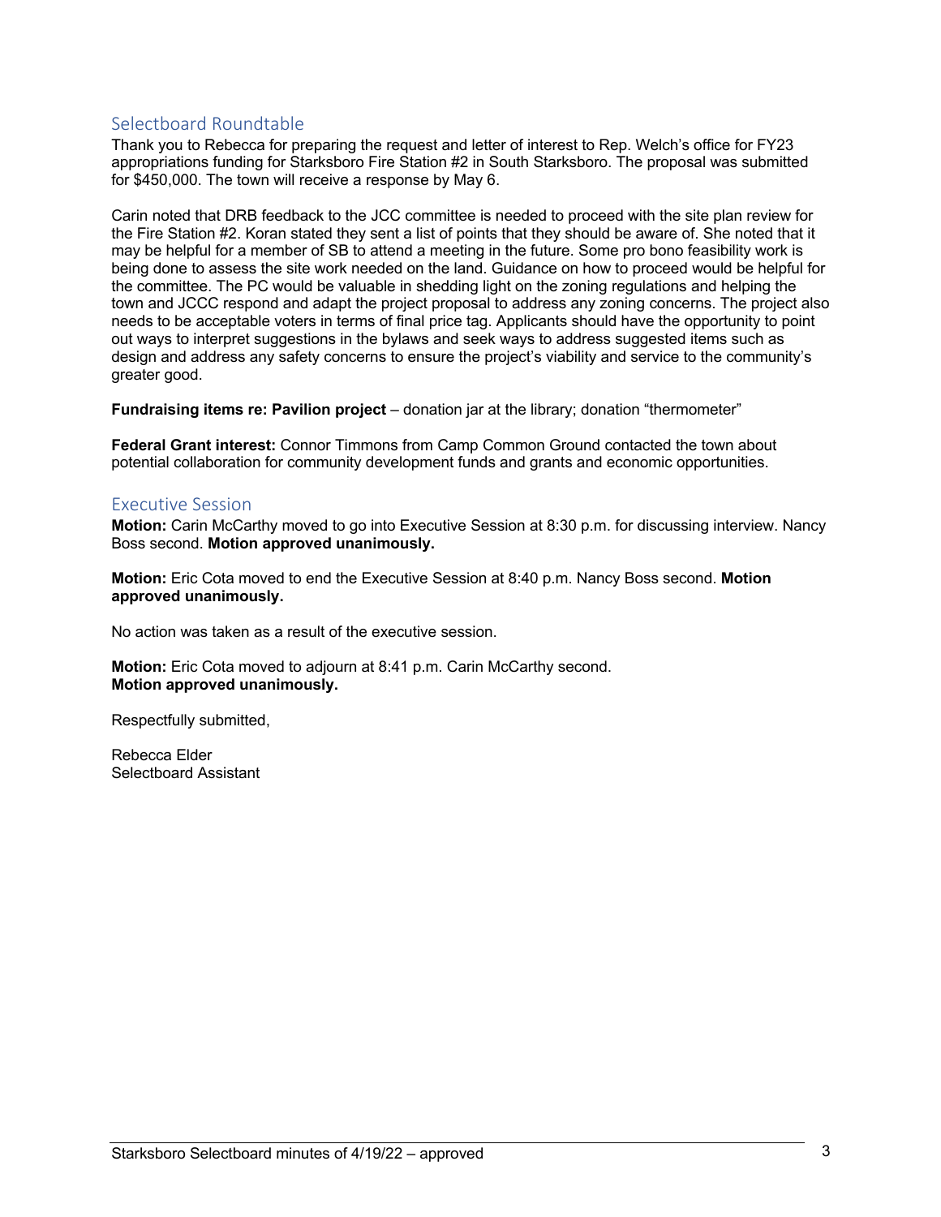## Selectboard Roundtable

Thank you to Rebecca for preparing the request and letter of interest to Rep. Welch's office for FY23 appropriations funding for Starksboro Fire Station #2 in South Starksboro. The proposal was submitted for $450,000. The town will receive a response by May 6.

Carin noted that DRB feedback to the JCC committee is needed to proceed with the site plan review for the Fire Station #2. Koran stated they sent a list of points that they should be aware of. She noted that it may be helpful for a member of SB to attend a meeting in the future. Some pro bono feasibility work is being done to assess the site work needed on the land. Guidance on how to proceed would be helpful for the committee. The PC would be valuable in shedding light on the zoning regulations and helping the town and JCCC respond and adapt the project proposal to address any zoning concerns. The project also needs to be acceptable voters in terms of final price tag. Applicants should have the opportunity to point out ways to interpret suggestions in the bylaws and seek ways to address suggested items such as design and address any safety concerns to ensure the project's viability and service to the community's greater good.

**Fundraising items re: Pavilion project** – donation jar at the library; donation "thermometer"

**Federal Grant interest:** Connor Timmons from Camp Common Ground contacted the town about potential collaboration for community development funds and grants and economic opportunities.

## Executive Session

**Motion:** Carin McCarthy moved to go into Executive Session at 8:30 p.m. for discussing interview. Nancy Boss second. **Motion approved unanimously.**

**Motion:** Eric Cota moved to end the Executive Session at 8:40 p.m. Nancy Boss second. **Motion approved unanimously.**

No action was taken as a result of the executive session.

**Motion:** Eric Cota moved to adjourn at 8:41 p.m. Carin McCarthy second.
**Motion approved unanimously.**

Respectfully submitted,

Rebecca Elder
Selectboard Assistant

Starksboro Selectboard minutes of 4/19/22 – approved